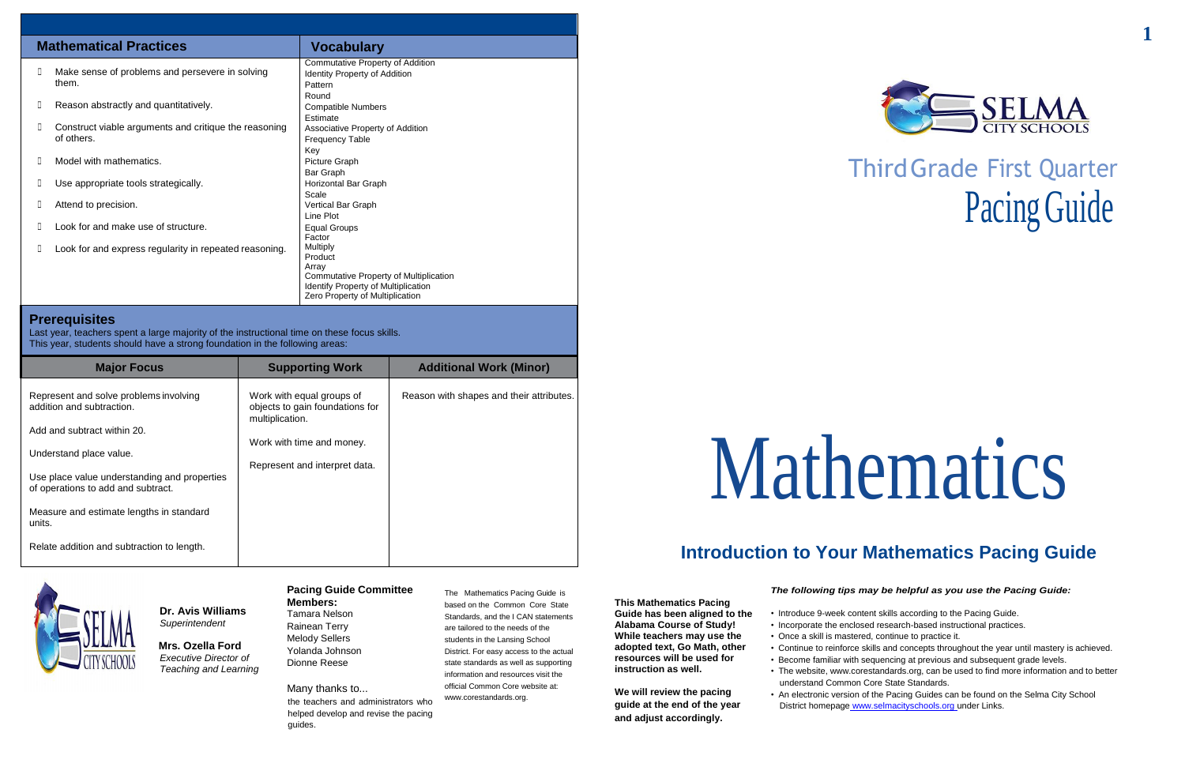| Mathematical Practices | Vocabulary |
| --- | --- |
| - Make sense of problems and persevere in solving them.<br>- Reason abstractly and quantitatively.<br>- Construct viable arguments and critique the reasoning of others.<br>- Model with mathematics.<br>- Use appropriate tools strategically.<br>- Attend to precision.<br>- Look for and make use of structure.<br>- Look for and express regularity in repeated reasoning. | Commutative Property of Addition<br>Identity Property of Addition<br>Pattern<br>Round<br>Compatible Numbers<br>Estimate<br>Associative Property of Addition<br>Frequency Table<br>Key<br>Picture Graph<br>Bar Graph<br>Horizontal Bar Graph<br>Scale<br>Vertical Bar Graph<br>Line Plot<br>Equal Groups<br>Factor<br>Multiply<br>Product<br>Array<br>Commutative Property of Multiplication<br>Identify Property of Multiplication<br>Zero Property of Multiplication |

## Prerequisites

Last year, teachers spent a large majority of the instructional time on these focus skills.
This year, students should have a strong foundation in the following areas:

| Major Focus | Supporting Work | Additional Work (Minor) |
| --- | --- | --- |
| Represent and solve problems involving addition and subtraction.<br><br>Add and subtract within 20.<br><br>Understand place value.<br><br>Use place value understanding and properties of operations to add and subtract.<br><br>Measure and estimate lengths in standard units.<br><br>Relate addition and subtraction to length. | Work with equal groups of objects to gain foundations for multiplication.<br><br>Work with time and money.<br><br>Represent and interpret data. | Reason with shapes and their attributes. |

**Dr. Avis Williams**
*Superintendent*

**Mrs. Ozella Ford**
*Executive Director of Teaching and Learning*

**Pacing Guide Committee Members:**
Tamara Nelson
Rainean Terry
Melody Sellers
Yolanda Johnson
Dionne Reese

Many thanks to...
the teachers and administrators who helped develop and revise the pacing guides.

The Mathematics Pacing Guide is based on the Common Core State Standards, and the I CAN statements are tailored to the needs of the students in the Lansing School District. For easy access to the actual state standards as well as supporting information and resources visit the official Common Core website at: www.corestandards.org.

SELMA CITY SCHOOLS

# Third Grade First Quarter Pacing Guide

# Mathematics

## Introduction to Your Mathematics Pacing Guide

**This Mathematics Pacing Guide has been aligned to the Alabama Course of Study! While teachers may use the adopted text, Go Math, other resources will be used for instruction as well.**

**We will review the pacing guide at the end of the year and adjust accordingly.**

***The following tips may be helpful as you use the Pacing Guide:***

- Introduce 9-week content skills according to the Pacing Guide.
- Incorporate the enclosed research-based instructional practices.
- Once a skill is mastered, continue to practice it.
- Continue to reinforce skills and concepts throughout the year until mastery is achieved.
- Become familiar with sequencing at previous and subsequent grade levels.
- The website, www.corestandards.org, can be used to find more information and to better understand Common Core State Standards.
- An electronic version of the Pacing Guides can be found on the Selma City School District homepage www.selmacityschools.org under Links.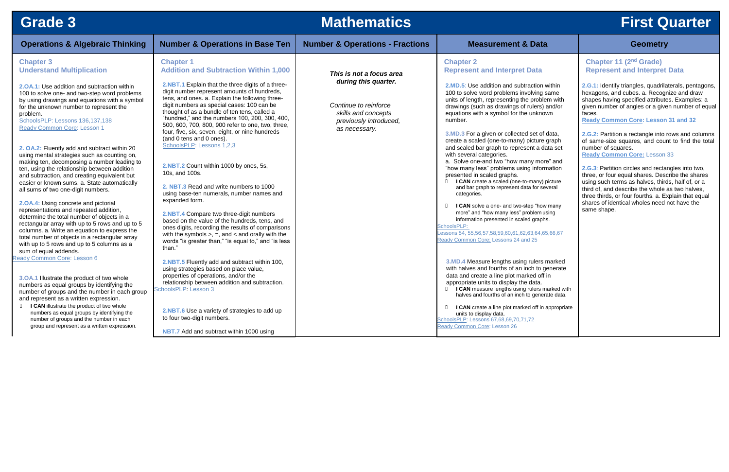# Grade 3 Mathematics First Quarter

| Operations & Algebraic Thinking | Number & Operations in Base Ten | Number & Operations - Fractions | Measurement & Data | Geometry |
|---|---|---|---|---|
| **Chapter 3**<br>**Understand Multiplication**<br><br>**2.OA.1:** Use addition and subtraction within 100 to solve one- and two-step word problems by using drawings and equations with a symbol for the unknown number to represent the problem.<br>SchoolsPLP: Lessons 136,137,138<br>Ready Common Core: Lesson 1<br><br>**2. OA.2:** Fluently add and subtract within 20 using mental strategies such as counting on, making ten, decomposing a number leading to ten, using the relationship between addition and subtraction, and creating equivalent but easier or known sums. a. State automatically all sums of two one-digit numbers.<br><br>**2.OA.4:** Using concrete and pictorial representations and repeated addition, determine the total number of objects in a rectangular array with up to 5 rows and up to 5 columns. a. Write an equation to express the total number of objects in a rectangular array with up to 5 rows and up to 5 columns as a sum of equal addends.<br>Ready Common Core: Lesson 6<br><br>**3.OA.1** Illustrate the product of two whole numbers as equal groups by identifying the number of groups and the number in each group and represent as a written expression.<br>- **I CAN** illustrate the product of two whole numbers as equal groups by identifying the number of groups and the number in each group and represent as a written expression. | **Chapter 1**<br>**Addition and Subtraction Within 1,000**<br><br>**2.NBT.1** Explain that the three digits of a three-digit number represent amounts of hundreds, tens, and ones. a. Explain the following three-digit numbers as special cases: 100 can be thought of as a bundle of ten tens, called a "hundred," and the numbers 100, 200, 300, 400, 500, 600, 700, 800, 900 refer to one, two, three, four, five, six, seven, eight, or nine hundreds (and 0 tens and 0 ones).<br>SchoolsPLP: Lessons 1,2,3<br><br>**2.NBT.2** Count within 1000 by ones, 5s, 10s, and 100s.<br><br>**2. NBT.3** Read and write numbers to 1000 using base-ten numerals, number names and expanded form.<br><br>**2.NBT.4** Compare two three-digit numbers based on the value of the hundreds, tens, and ones digits, recording the results of comparisons with the symbols >, =, and < and orally with the words "is greater than," "is equal to," and "is less than."<br><br>**2.NBT.5** Fluently add and subtract within 100, using strategies based on place value, properties of operations, and/or the relationship between addition and subtraction.<br>SchoolsPLP: Lesson 3<br><br>**2.NBT.6** Use a variety of strategies to add up to four two-digit numbers.<br><br>**NBT.7** Add and subtract within 1000 using | ***This is not a focus area during this quarter.***<br><br>*Continue to reinforce skills and concepts previously introduced, as necessary.* | **Chapter 2**<br>**Represent and Interpret Data**<br><br>**2.MD.5**: Use addition and subtraction within 100 to solve word problems involving same units of length, representing the problem with drawings (such as drawings of rulers) and/or equations with a symbol for the unknown number.<br><br>**3.MD.3** For a given or collected set of data, create a scaled (one-to-many) picture graph and scaled bar graph to represent a data set with several categories.<br>a. Solve one-and two "how many more" and "how many less" problems using information presented in scaled graphs.<br>- **I CAN** create a scaled (one-to-many) picture and bar graph to represent data for several categories.<br>- **I CAN** solve a one- and two-step "how many more" and "how many less" problem using information presented in scaled graphs.<br><br>SchoolsPLP:<br>Lessons 54, 55,56,57,58,59,60,61,62,63,64,65,66,67<br>Ready Common Core: Lessons 24 and 25<br><br>**3.MD.4** Measure lengths using rulers marked with halves and fourths of an inch to generate data and create a line plot marked off in appropriate units to display the data.<br>- **I CAN** measure lengths using rulers marked with halves and fourths of an inch to generate data.<br>- **I CAN** create a line plot marked off in appropriate units to display data.<br><br>SchoolsPLP: Lessons 67,68,69,70,71,72<br>Ready Common Core: Lesson 26 | **Chapter 11 (2nd Grade)**<br>**Represent and Interpret Data**<br><br>**2.G.1:** Identify triangles, quadrilaterals, pentagons, hexagons, and cubes. a. Recognize and draw shapes having specified attributes. Examples: a given number of angles or a given number of equal faces.<br>**Ready Common Core: Lesson 31 and 32**<br><br>**2.G.2:** Partition a rectangle into rows and columns of same-size squares, and count to find the total number of squares.<br>**Ready Common Core:** Lesson 33<br><br>**2.G.3**: Partition circles and rectangles into two, three, or four equal shares. Describe the shares using such terms as halves, thirds, half of, or a third of, and describe the whole as two halves, three thirds, or four fourths. a. Explain that equal shares of identical wholes need not have the same shape. |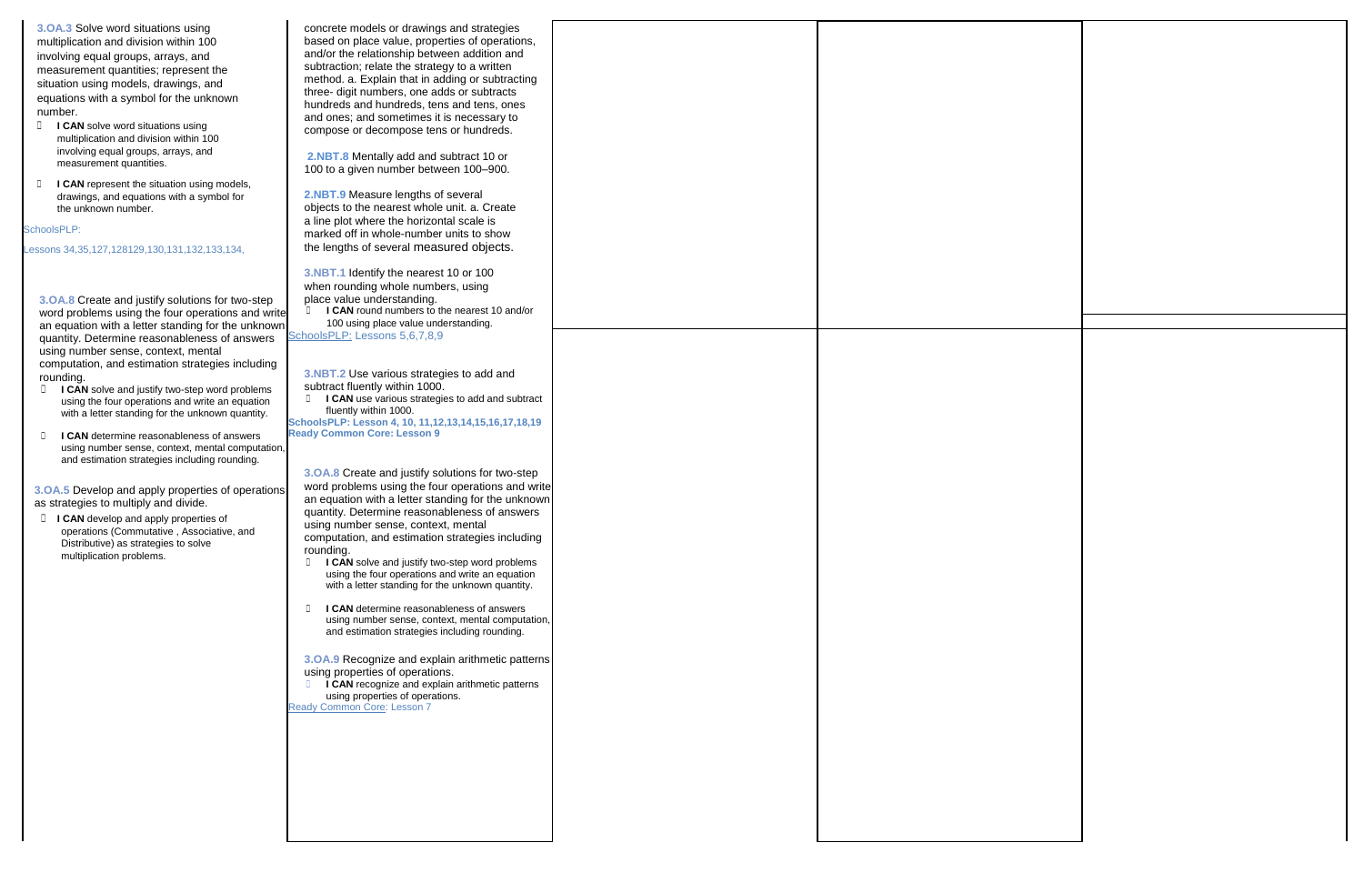**3.OA.3** Solve word situations using multiplication and division within 100 involving equal groups, arrays, and measurement quantities; represent the situation using models, drawings, and equations with a symbol for the unknown number.

- **I CAN** solve word situations using multiplication and division within 100 involving equal groups, arrays, and measurement quantities.
- **I CAN** represent the situation using models, drawings, and equations with a symbol for the unknown number.

SchoolsPLP:

Lessons 34,35,127,128129,130,131,132,133,134,

**3.OA.8** Create and justify solutions for two-step word problems using the four operations and write an equation with a letter standing for the unknown quantity. Determine reasonableness of answers using number sense, context, mental computation, and estimation strategies including rounding.

- **I CAN** solve and justify two-step word problems using the four operations and write an equation with a letter standing for the unknown quantity.
- **I CAN** determine reasonableness of answers using number sense, context, mental computation, and estimation strategies including rounding.

**3.OA.5** Develop and apply properties of operations as strategies to multiply and divide.

- **I CAN** develop and apply properties of operations (Commutative , Associative, and Distributive) as strategies to solve multiplication problems.

concrete models or drawings and strategies based on place value, properties of operations, and/or the relationship between addition and subtraction; relate the strategy to a written method. a. Explain that in adding or subtracting three- digit numbers, one adds or subtracts hundreds and hundreds, tens and tens, ones and ones; and sometimes it is necessary to compose or decompose tens or hundreds.

**2.NBT.8** Mentally add and subtract 10 or 100 to a given number between 100–900.

**2.NBT.9** Measure lengths of several objects to the nearest whole unit. a. Create a line plot where the horizontal scale is marked off in whole-number units to show the lengths of several measured objects.

**3.NBT.1** Identify the nearest 10 or 100 when rounding whole numbers, using place value understanding.

- **I CAN** round numbers to the nearest 10 and/or 100 using place value understanding.

SchoolsPLP: Lessons 5,6,7,8,9

**3.NBT.2** Use various strategies to add and subtract fluently within 1000.

- **I CAN** use various strategies to add and subtract fluently within 1000.

**SchoolsPLP: Lesson 4, 10, 11,12,13,14,15,16,17,18,19**
**Ready Common Core: Lesson 9**

**3.OA.8** Create and justify solutions for two-step word problems using the four operations and write an equation with a letter standing for the unknown quantity. Determine reasonableness of answers using number sense, context, mental computation, and estimation strategies including rounding.

- **I CAN** solve and justify two-step word problems using the four operations and write an equation with a letter standing for the unknown quantity.
- **I CAN** determine reasonableness of answers using number sense, context, mental computation, and estimation strategies including rounding.

**3.OA.9** Recognize and explain arithmetic patterns using properties of operations.

- **I CAN** recognize and explain arithmetic patterns using properties of operations.

Ready Common Core: Lesson 7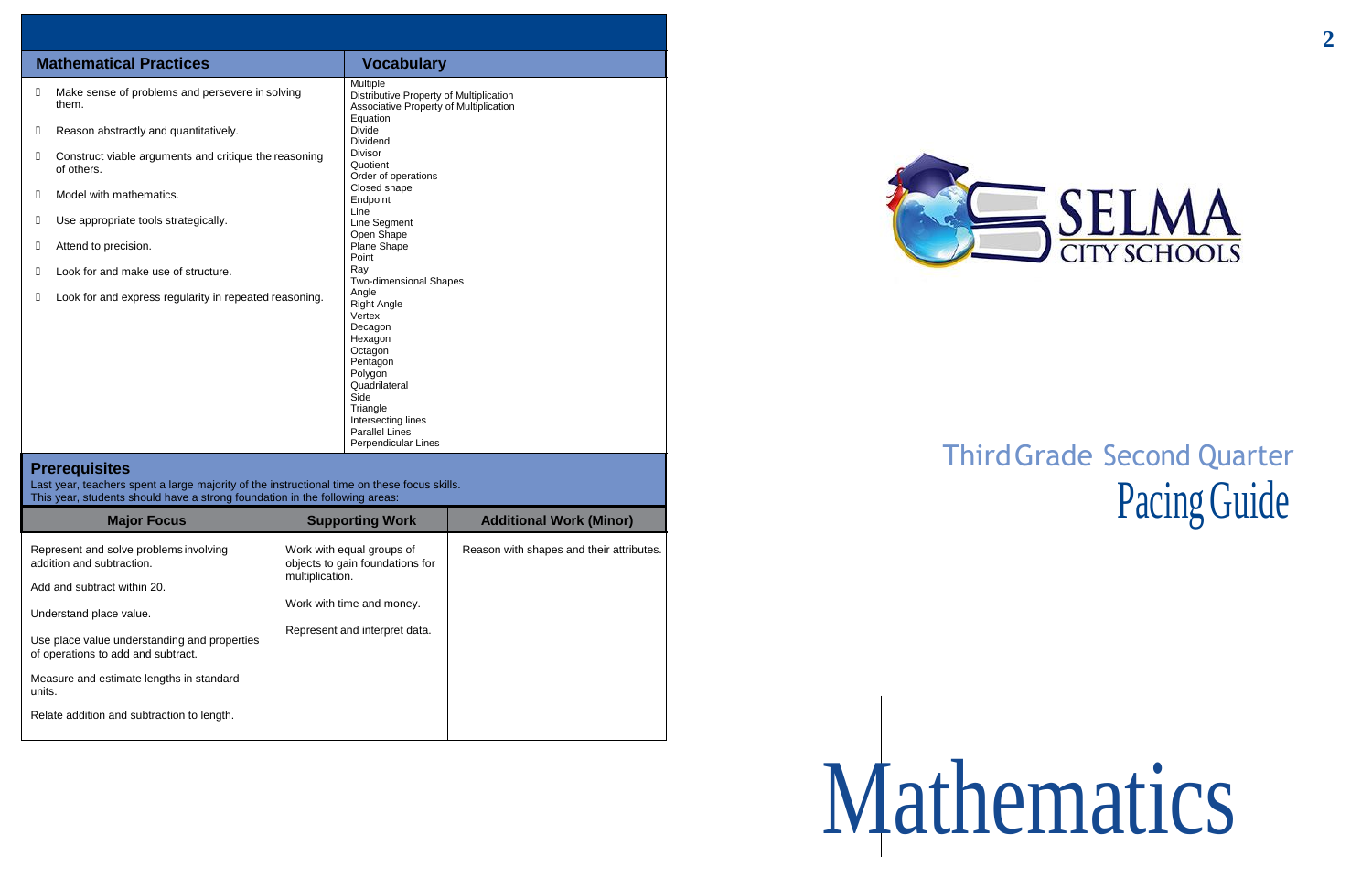| Mathematical Practices | Vocabulary |
|---|---|
| Make sense of problems and persevere in solving them.<br>Reason abstractly and quantitatively.<br>Construct viable arguments and critique the reasoning of others.<br>Model with mathematics.<br>Use appropriate tools strategically.<br>Attend to precision.<br>Look for and make use of structure.<br>Look for and express regularity in repeated reasoning. | Multiple<br>Distributive Property of Multiplication<br>Associative Property of Multiplication<br>Equation<br>Divide<br>Dividend<br>Divisor<br>Quotient<br>Order of operations<br>Closed shape<br>Endpoint<br>Line<br>Line Segment<br>Open Shape<br>Plane Shape<br>Point<br>Ray<br>Two-dimensional Shapes<br>Angle<br>Right Angle<br>Vertex<br>Decagon<br>Hexagon<br>Octagon<br>Pentagon<br>Polygon<br>Quadrilateral<br>Side<br>Triangle<br>Intersecting lines<br>Parallel Lines<br>Perpendicular Lines |

## Prerequisites

Last year, teachers spent a large majority of the instructional time on these focus skills.
This year, students should have a strong foundation in the following areas:

| Major Focus | Supporting Work | Additional Work (Minor) |
|---|---|---|
| Represent and solve problems involving addition and subtraction.<br>Add and subtract within 20.<br>Understand place value.<br>Use place value understanding and properties of operations to add and subtract.<br>Measure and estimate lengths in standard units.<br>Relate addition and subtraction to length. | Work with equal groups of objects to gain foundations for multiplication.<br>Work with time and money.<br>Represent and interpret data. | Reason with shapes and their attributes. |

SELMA CITY SCHOOLS

# Third Grade Second Quarter Pacing Guide

# Mathematics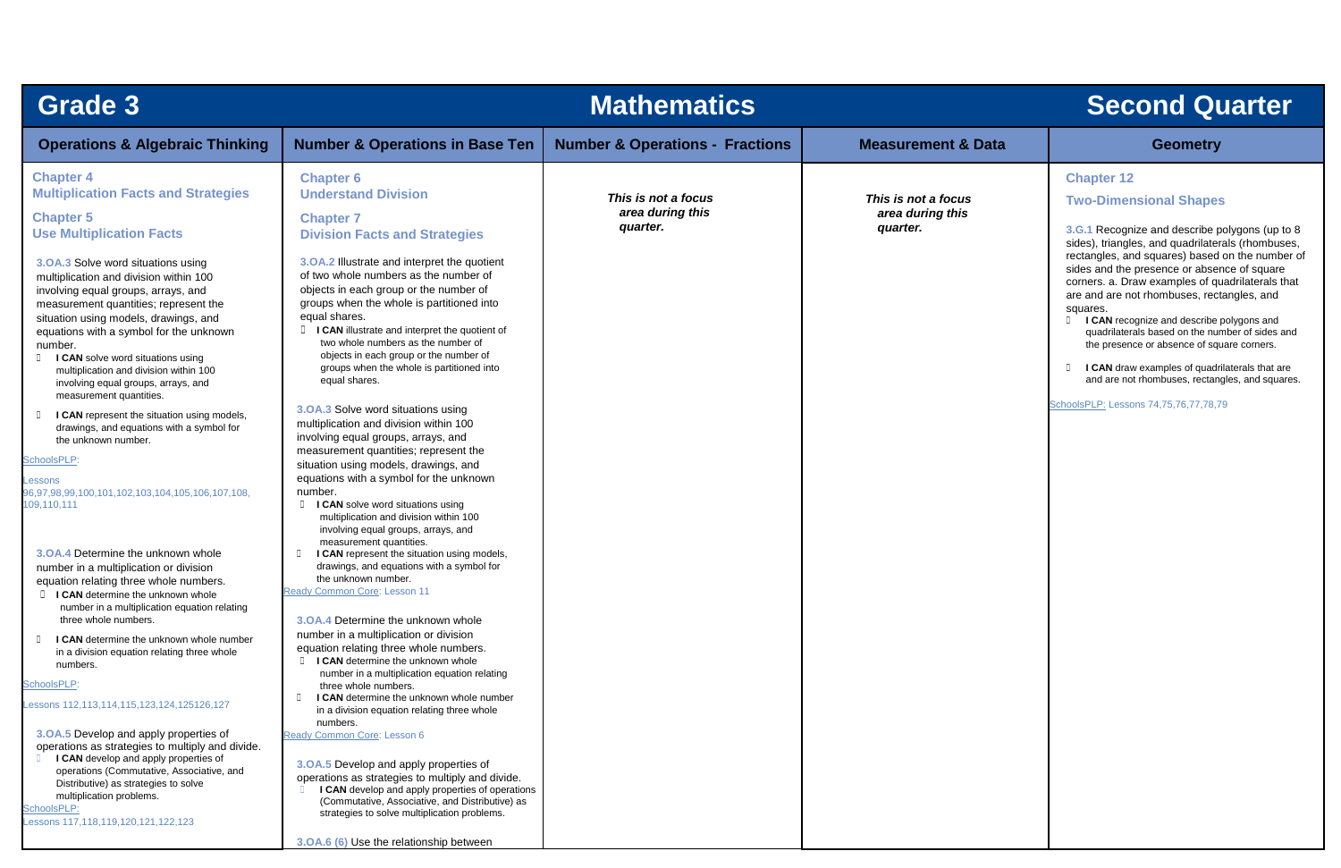# Grade 3 Mathematics Second Quarter

| Operations & Algebraic Thinking | Number & Operations in Base Ten | Number & Operations - Fractions | Measurement & Data | Geometry |
|---|---|---|---|---|
| **Chapter 4**<br>**Multiplication Facts and Strategies**<br><br>**Chapter 5**<br>**Use Multiplication Facts**<br><br>**3.OA.3** Solve word situations using multiplication and division within 100 involving equal groups, arrays, and measurement quantities; represent the situation using models, drawings, and equations with a symbol for the unknown number.<br>- **I CAN** solve word situations using multiplication and division within 100 involving equal groups, arrays, and measurement quantities.<br>- **I CAN** represent the situation using models, drawings, and equations with a symbol for the unknown number.<br><br>SchoolsPLP:<br>Lessons 96,97,98,99,100,101,102,103,104,105,106,107,108,109,110,111<br><br>**3.OA.4** Determine the unknown whole number in a multiplication or division equation relating three whole numbers.<br>- **I CAN** determine the unknown whole number in a multiplication equation relating three whole numbers.<br>- **I CAN** determine the unknown whole number in a division equation relating three whole numbers.<br><br>SchoolsPLP:<br>Lessons 112,113,114,115,123,124,125126,127<br><br>**3.OA.5** Develop and apply properties of operations as strategies to multiply and divide.<br>- **I CAN** develop and apply properties of operations (Commutative, Associative, and Distributive) as strategies to solve multiplication problems.<br><br>SchoolsPLP:<br>Lessons 117,118,119,120,121,122,123 | **Chapter 6**<br>**Understand Division**<br><br>**Chapter 7**<br>**Division Facts and Strategies**<br><br>**3.OA.2** Illustrate and interpret the quotient of two whole numbers as the number of objects in each group or the number of groups when the whole is partitioned into equal shares.<br>- **I CAN** illustrate and interpret the quotient of two whole numbers as the number of objects in each group or the number of groups when the whole is partitioned into equal shares.<br><br>**3.OA.3** Solve word situations using multiplication and division within 100 involving equal groups, arrays, and measurement quantities; represent the situation using models, drawings, and equations with a symbol for the unknown number.<br>- **I CAN** solve word situations using multiplication and division within 100 involving equal groups, arrays, and measurement quantities.<br>- **I CAN** represent the situation using models, drawings, and equations with a symbol for the unknown number.<br><br>Ready Common Core: Lesson 11<br><br>**3.OA.4** Determine the unknown whole number in a multiplication or division equation relating three whole numbers.<br>- **I CAN** determine the unknown whole number in a multiplication equation relating three whole numbers.<br>- **I CAN** determine the unknown whole number in a division equation relating three whole numbers.<br><br>Ready Common Core: Lesson 6<br><br>**3.OA.5** Develop and apply properties of operations as strategies to multiply and divide.<br>- **I CAN** develop and apply properties of operations (Commutative, Associative, and Distributive) as strategies to solve multiplication problems.<br><br>**3.OA.6 (6)** Use the relationship between | ***This is not a focus area during this quarter.*** | ***This is not a focus area during this quarter.*** | **Chapter 12**<br>**Two-Dimensional Shapes**<br><br>**3.G.1** Recognize and describe polygons (up to 8 sides), triangles, and quadrilaterals (rhombuses, rectangles, and squares) based on the number of sides and the presence or absence of square corners. a. Draw examples of quadrilaterals that are and are not rhombuses, rectangles, and squares.<br>- **I CAN** recognize and describe polygons and quadrilaterals based on the number of sides and the presence or absence of square corners.<br>- **I CAN** draw examples of quadrilaterals that are and are not rhombuses, rectangles, and squares.<br><br>SchoolsPLP: Lessons 74,75,76,77,78,79 |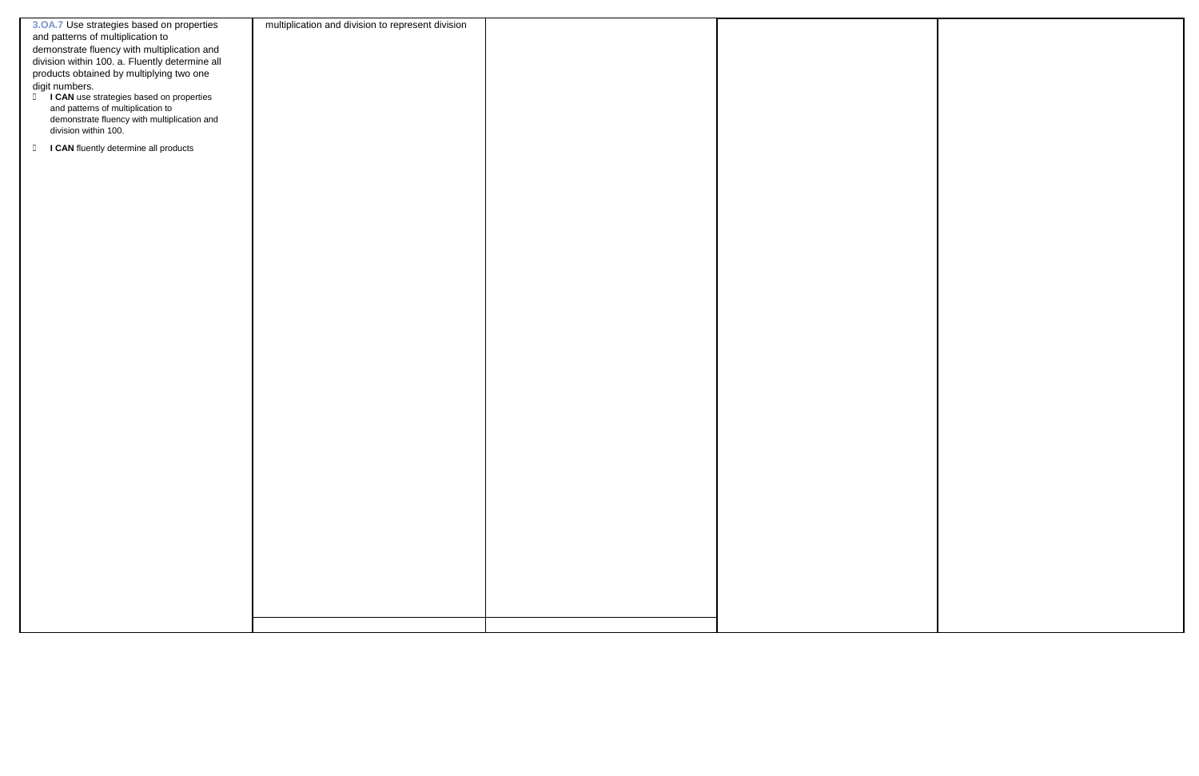| | | | | |
|---|---|---|---|---|
| **3.OA.7** Use strategies based on properties and patterns of multiplication to demonstrate fluency with multiplication and division within 100. a. Fluently determine all products obtained by multiplying two one digit numbers.<br>- **I CAN** use strategies based on properties and patterns of multiplication to demonstrate fluency with multiplication and division within 100.<br>- **I CAN** fluently determine all products | multiplication and division to represent division | | | |
| | | | | |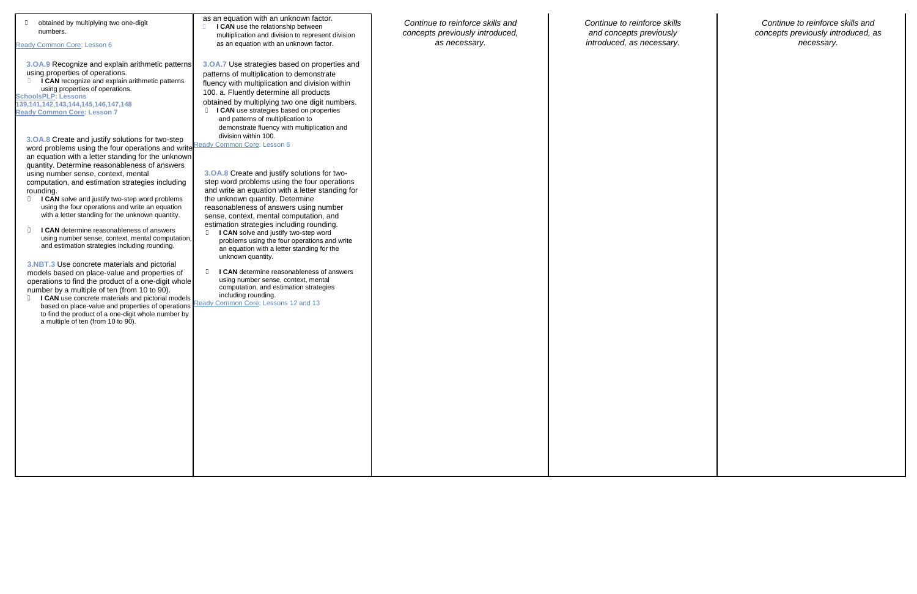| | | | | |
|---|---|---|---|---|
| obtained by multiplying two one-digit numbers.<br>Ready Common Core: Lesson 6<br><br>**3.OA.9** Recognize and explain arithmetic patterns using properties of operations.<br>- **I CAN** recognize and explain arithmetic patterns using properties of operations.<br><br>**SchoolsPLP: Lessons 139,141,142,143,144,145,146,147,148**<br>**Ready Common Core: Lesson 7**<br><br>**3.OA.8** Create and justify solutions for two-step word problems using the four operations and write an equation with a letter standing for the unknown quantity. Determine reasonableness of answers using number sense, context, mental computation, and estimation strategies including rounding.<br>- **I CAN** solve and justify two-step word problems using the four operations and write an equation with a letter standing for the unknown quantity.<br>- **I CAN** determine reasonableness of answers using number sense, context, mental computation, and estimation strategies including rounding.<br><br>**3.NBT.3** Use concrete materials and pictorial models based on place-value and properties of operations to find the product of a one-digit whole number by a multiple of ten (from 10 to 90).<br>- **I CAN** use concrete materials and pictorial models based on place-value and properties of operations to find the product of a one-digit whole number by a multiple of ten (from 10 to 90). | as an equation with an unknown factor.<br>- **I CAN** use the relationship between multiplication and division to represent division as an equation with an unknown factor.<br><br>**3.OA.7** Use strategies based on properties and patterns of multiplication to demonstrate fluency with multiplication and division within 100. a. Fluently determine all products obtained by multiplying two one digit numbers.<br>- **I CAN** use strategies based on properties and patterns of multiplication to demonstrate fluency with multiplication and division within 100.<br><br>Ready Common Core: Lesson 6<br><br>**3.OA.8** Create and justify solutions for two-step word problems using the four operations and write an equation with a letter standing for the unknown quantity. Determine reasonableness of answers using number sense, context, mental computation, and estimation strategies including rounding.<br>- **I CAN** solve and justify two-step word problems using the four operations and write an equation with a letter standing for the unknown quantity.<br>- **I CAN** determine reasonableness of answers using number sense, context, mental computation, and estimation strategies including rounding.<br><br>Ready Common Core: Lessons 12 and 13 | *Continue to reinforce skills and concepts previously introduced, as necessary.* | *Continue to reinforce skills and concepts previously introduced, as necessary.* | *Continue to reinforce skills and concepts previously introduced, as necessary.* |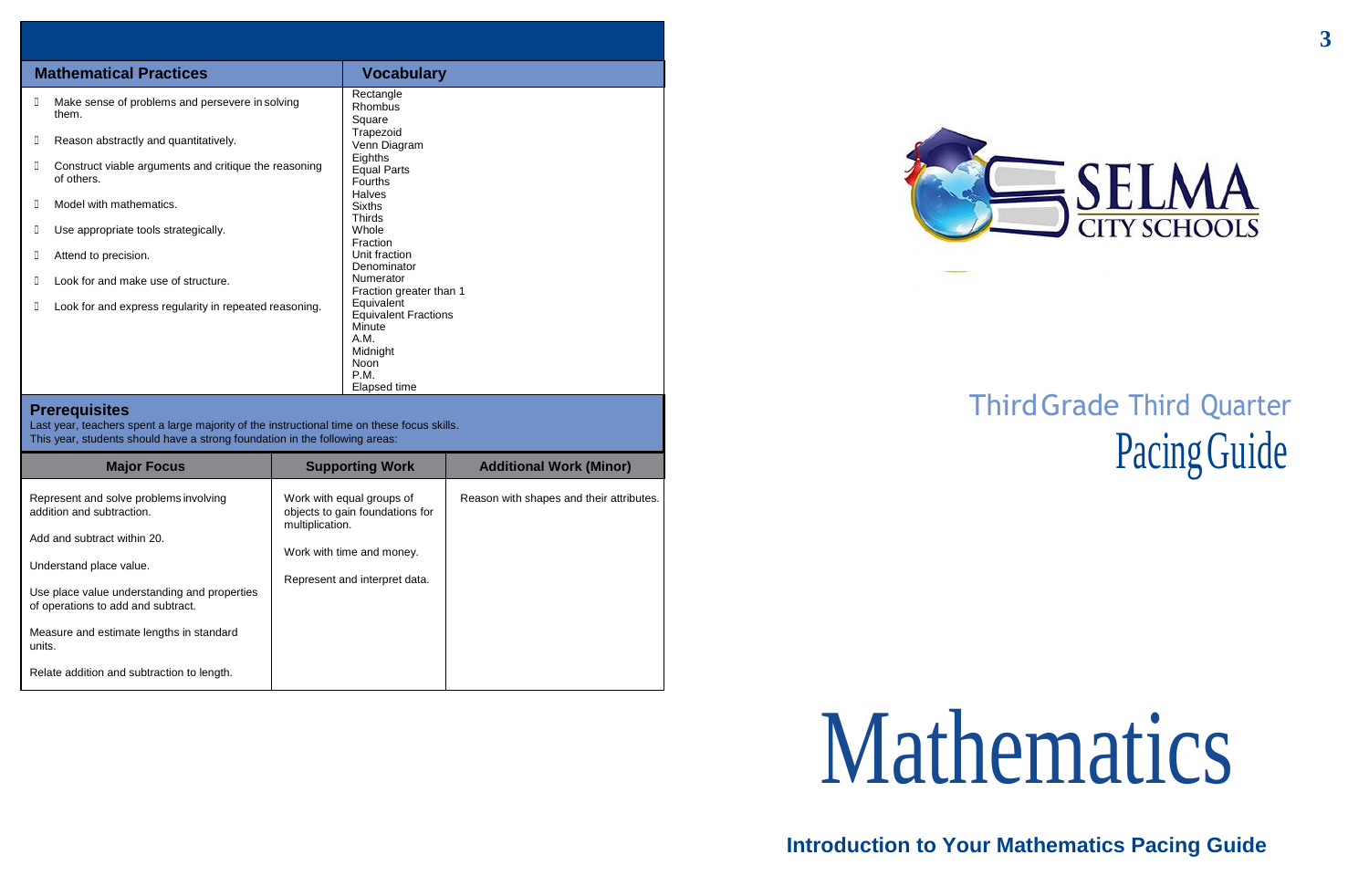| Mathematical Practices | Vocabulary |
|---|---|
| - Make sense of problems and persevere in solving them.<br>- Reason abstractly and quantitatively.<br>- Construct viable arguments and critique the reasoning of others.<br>- Model with mathematics.<br>- Use appropriate tools strategically.<br>- Attend to precision.<br>- Look for and make use of structure.<br>- Look for and express regularity in repeated reasoning. | Rectangle<br>Rhombus<br>Square<br>Trapezoid<br>Venn Diagram<br>Eighths<br>Equal Parts<br>Fourths<br>Halves<br>Sixths<br>Thirds<br>Whole<br>Fraction<br>Unit fraction<br>Denominator<br>Numerator<br>Fraction greater than 1<br>Equivalent<br>Equivalent Fractions<br>Minute<br>A.M.<br>Midnight<br>Noon<br>P.M.<br>Elapsed time |

## Prerequisites

Last year, teachers spent a large majority of the instructional time on these focus skills.
This year, students should have a strong foundation in the following areas:

| Major Focus | Supporting Work | Additional Work (Minor) |
|---|---|---|
| Represent and solve problems involving addition and subtraction.<br><br>Add and subtract within 20.<br><br>Understand place value.<br><br>Use place value understanding and properties of operations to add and subtract.<br><br>Measure and estimate lengths in standard units.<br><br>Relate addition and subtraction to length. | Work with equal groups of objects to gain foundations for multiplication.<br><br>Work with time and money.<br><br>Represent and interpret data. | Reason with shapes and their attributes. |

SELMA CITY SCHOOLS

# Third Grade Third Quarter Pacing Guide

# Mathematics

**Introduction to Your Mathematics Pacing Guide**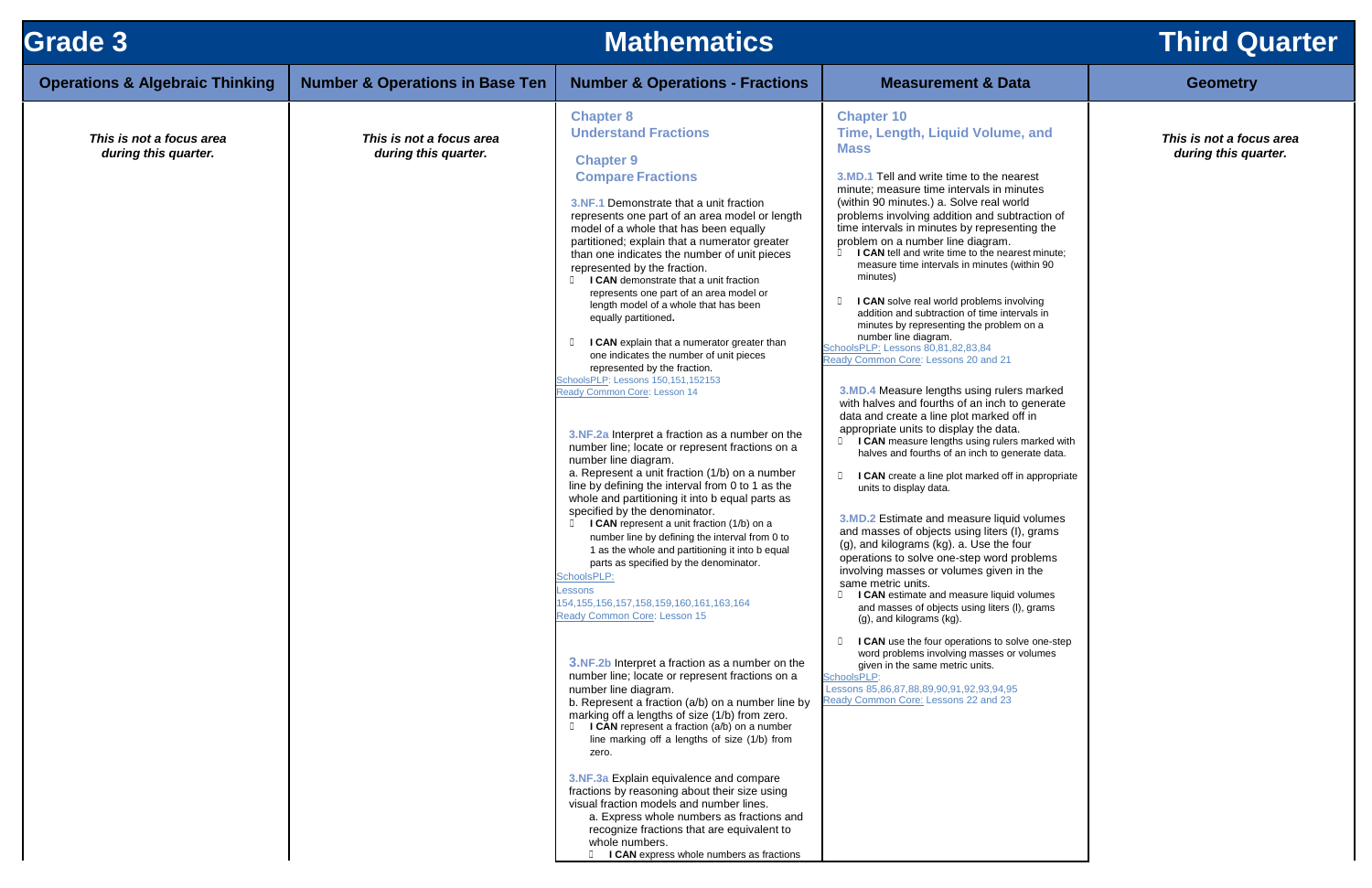# Grade 3 Mathematics Third Quarter

| Operations & Algebraic Thinking | Number & Operations in Base Ten | Number & Operations - Fractions | Measurement & Data | Geometry |
|---|---|---|---|---|
| *This is not a focus area during this quarter.* | *This is not a focus area during this quarter.* | **Chapter 8 Understand Fractions**<br><br>**Chapter 9 Compare Fractions**<br><br>3.NF.1 Demonstrate that a unit fraction represents one part of an area model or length model of a whole that has been equally partitioned; explain that a numerator greater than one indicates the number of unit pieces represented by the fraction.<br>- **I CAN** demonstrate that a unit fraction represents one part of an area model or length model of a whole that has been equally partitioned.<br>- **I CAN** explain that a numerator greater than one indicates the number of unit pieces represented by the fraction.<br><br>SchoolsPLP: Lessons 150,151,152153<br>Ready Common Core: Lesson 14<br><br>3.NF.2a Interpret a fraction as a number on the number line; locate or represent fractions on a number line diagram.<br>a. Represent a unit fraction (1/b) on a number line by defining the interval from 0 to 1 as the whole and partitioning it into b equal parts as specified by the denominator.<br>- **I CAN** represent a unit fraction (1/b) on a number line by defining the interval from 0 to 1 as the whole and partitioning it into b equal parts as specified by the denominator.<br><br>SchoolsPLP: Lessons 154,155,156,157,158,159,160,161,163,164<br>Ready Common Core: Lesson 15<br><br>3.NF.2b Interpret a fraction as a number on the number line; locate or represent fractions on a number line diagram.<br>b. Represent a fraction (a/b) on a number line by marking off a lengths of size (1/b) from zero.<br>- **I CAN** represent a fraction (a/b) on a number line marking off a lengths of size (1/b) from zero.<br><br>3.NF.3a Explain equivalence and compare fractions by reasoning about their size using visual fraction models and number lines.<br>a. Express whole numbers as fractions and recognize fractions that are equivalent to whole numbers.<br>- **I CAN** express whole numbers as fractions | **Chapter 10 Time, Length, Liquid Volume, and Mass**<br><br>3.MD.1 Tell and write time to the nearest minute; measure time intervals in minutes (within 90 minutes.) a. Solve real world problems involving addition and subtraction of time intervals in minutes by representing the problem on a number line diagram.<br>- **I CAN** tell and write time to the nearest minute; measure time intervals in minutes (within 90 minutes)<br>- **I CAN** solve real world problems involving addition and subtraction of time intervals in minutes by representing the problem on a number line diagram.<br><br>SchoolsPLP: Lessons 80,81,82,83,84<br>Ready Common Core: Lessons 20 and 21<br><br>3.MD.4 Measure lengths using rulers marked with halves and fourths of an inch to generate data and create a line plot marked off in appropriate units to display the data.<br>- **I CAN** measure lengths using rulers marked with halves and fourths of an inch to generate data.<br>- **I CAN** create a line plot marked off in appropriate units to display data.<br><br>3.MD.2 Estimate and measure liquid volumes and masses of objects using liters (l), grams (g), and kilograms (kg). a. Use the four operations to solve one-step word problems involving masses or volumes given in the same metric units.<br>- **I CAN** estimate and measure liquid volumes and masses of objects using liters (l), grams (g), and kilograms (kg).<br>- **I CAN** use the four operations to solve one-step word problems involving masses or volumes given in the same metric units.<br><br>SchoolsPLP: Lessons 85,86,87,88,89,90,91,92,93,94,95<br>Ready Common Core: Lessons 22 and 23 | *This is not a focus area during this quarter.* |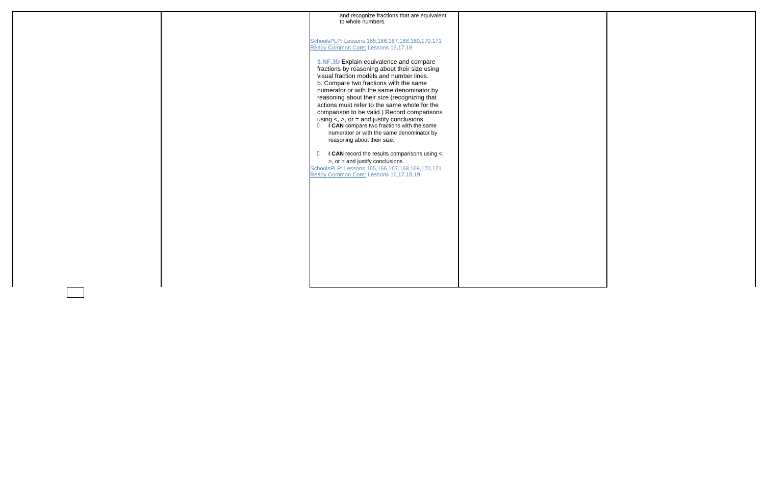| | | | | |
|---|---|---|---|---|
| | | and recognize fractions that are equivalent to whole numbers.<br><br>SchoolsPLP: Lessons 165,166,167,168,169,170,171<br>Ready Common Core: Lessons 16,17,18<br><br>**3.NF.3b** Explain equivalence and compare fractions by reasoning about their size using visual fraction models and number lines.<br>b. Compare two fractions with the same numerator or with the same denominator by reasoning about their size (recognizing that actions must refer to the same whole for the comparison to be valid.) Record comparisons using <, >, or = and justify conclusions.<br>- **I CAN** compare two fractions with the same numerator or with the same denominator by reasoning about their size.<br>- **I CAN** record the results comparisons using <, >, or = and justify conclusions.<br><br>SchoolsPLP: Lessons 165,166,167,168,169,170,171<br>Ready Common Core: Lessons 16,17,18,19 | | |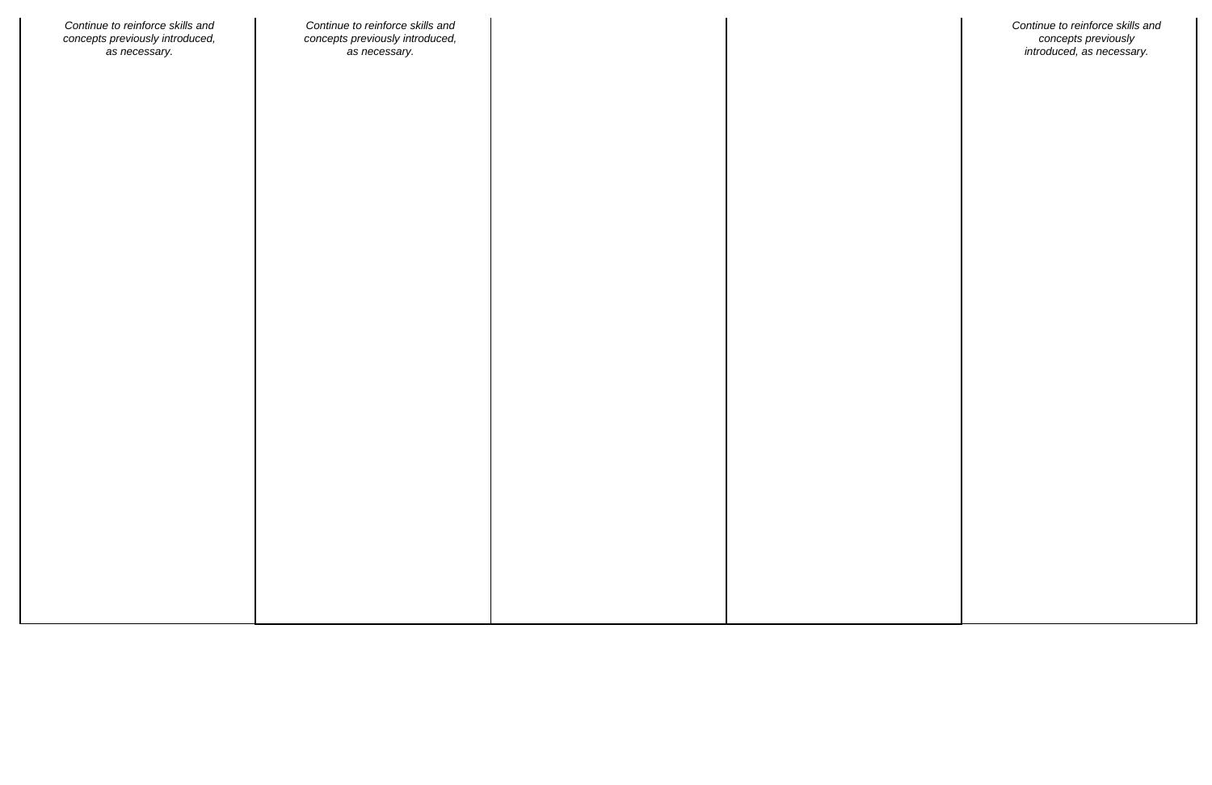| | | | | |
|---|---|---|---|---|
| *Continue to reinforce skills and concepts previously introduced, as necessary.* | *Continue to reinforce skills and concepts previously introduced, as necessary.* | | | *Continue to reinforce skills and concepts previously introduced, as necessary.* |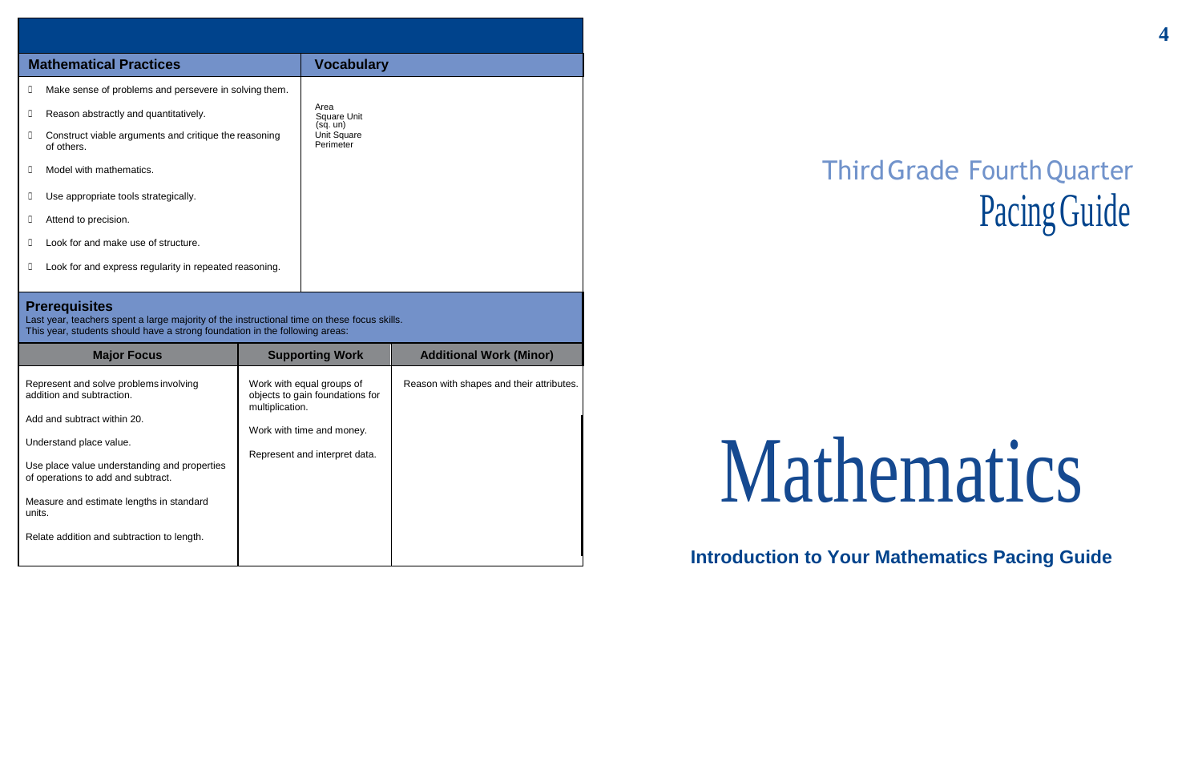| Mathematical Practices | Vocabulary |
| --- | --- |
| Make sense of problems and persevere in solving them.<br>Reason abstractly and quantitatively.<br>Construct viable arguments and critique the reasoning of others.<br>Model with mathematics.<br>Use appropriate tools strategically.<br>Attend to precision.<br>Look for and make use of structure.<br>Look for and express regularity in repeated reasoning. | Area<br>Square Unit (sq. un)<br>Unit Square<br>Perimeter |

## Prerequisites

Last year, teachers spent a large majority of the instructional time on these focus skills.
This year, students should have a strong foundation in the following areas:

| Major Focus | Supporting Work | Additional Work (Minor) |
| --- | --- | --- |
| Represent and solve problems involving addition and subtraction.<br>Add and subtract within 20.<br>Understand place value.<br>Use place value understanding and properties of operations to add and subtract.<br>Measure and estimate lengths in standard units.<br>Relate addition and subtraction to length. | Work with equal groups of objects to gain foundations for multiplication.<br>Work with time and money.<br>Represent and interpret data. | Reason with shapes and their attributes. |

# Third Grade Fourth Quarter Pacing Guide

# Mathematics

**Introduction to Your Mathematics Pacing Guide**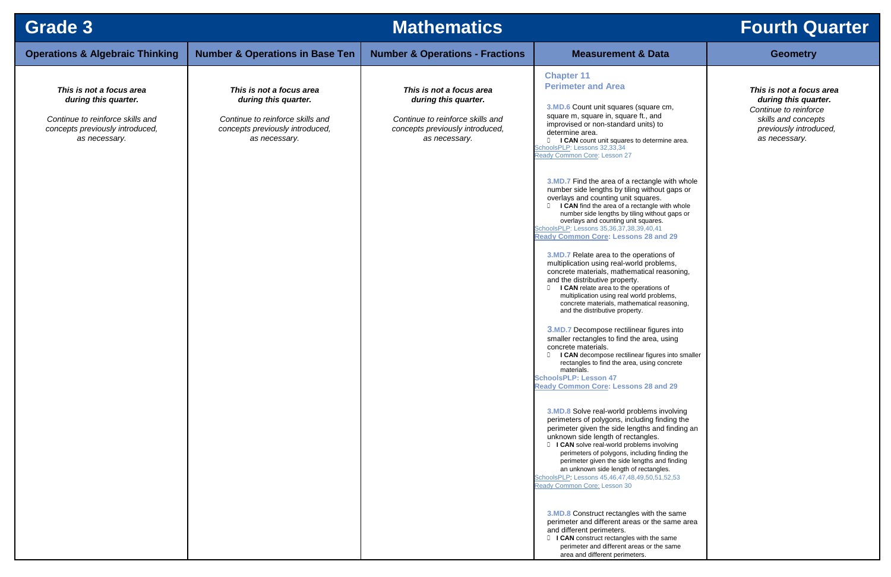# Grade 3 — Mathematics — Fourth Quarter

| Operations & Algebraic Thinking | Number & Operations in Base Ten | Number & Operations - Fractions | Measurement & Data | Geometry |
|---|---|---|---|---|
| ***This is not a focus area during this quarter.*** *Continue to reinforce skills and concepts previously introduced, as necessary.* | ***This is not a focus area during this quarter.*** *Continue to reinforce skills and concepts previously introduced, as necessary.* | ***This is not a focus area during this quarter.*** *Continue to reinforce skills and concepts previously introduced, as necessary.* | **Chapter 11 Perimeter and Area**<br><br>3.MD.6 Count unit squares (square cm, square m, square in, square ft., and improvised or non-standard units) to determine area.<br>- **I CAN** count unit squares to determine area.<br><br>SchoolsPLP: Lessons 32,33,34<br>Ready Common Core: Lesson 27<br><br>3.MD.7 Find the area of a rectangle with whole number side lengths by tiling without gaps or overlays and counting unit squares.<br>- **I CAN** find the area of a rectangle with whole number side lengths by tiling without gaps or overlays and counting unit squares.<br><br>SchoolsPLP: Lessons 35,36,37,38,39,40,41<br>**Ready Common Core: Lessons 28 and 29**<br><br>3.MD.7 Relate area to the operations of multiplication using real-world problems, concrete materials, mathematical reasoning, and the distributive property.<br>- **I CAN** relate area to the operations of multiplication using real world problems, concrete materials, mathematical reasoning, and the distributive property.<br><br>3.MD.7 Decompose rectilinear figures into smaller rectangles to find the area, using concrete materials.<br>- **I CAN** decompose rectilinear figures into smaller rectangles to find the area, using concrete materials.<br><br>**SchoolsPLP: Lesson 47**<br>**Ready Common Core: Lessons 28 and 29**<br><br>3.MD.8 Solve real-world problems involving perimeters of polygons, including finding the perimeter given the side lengths and finding an unknown side length of rectangles.<br>- **I CAN** solve real-world problems involving perimeters of polygons, including finding the perimeter given the side lengths and finding an unknown side length of rectangles.<br><br>SchoolsPLP: Lessons 45,46,47,48,49,50,51,52,53<br>Ready Common Core: Lesson 30<br><br>3.MD.8 Construct rectangles with the same perimeter and different areas or the same area and different perimeters.<br>- **I CAN** construct rectangles with the same perimeter and different areas or the same area and different perimeters. | ***This is not a focus area during this quarter.*** *Continue to reinforce skills and concepts previously introduced, as necessary.* |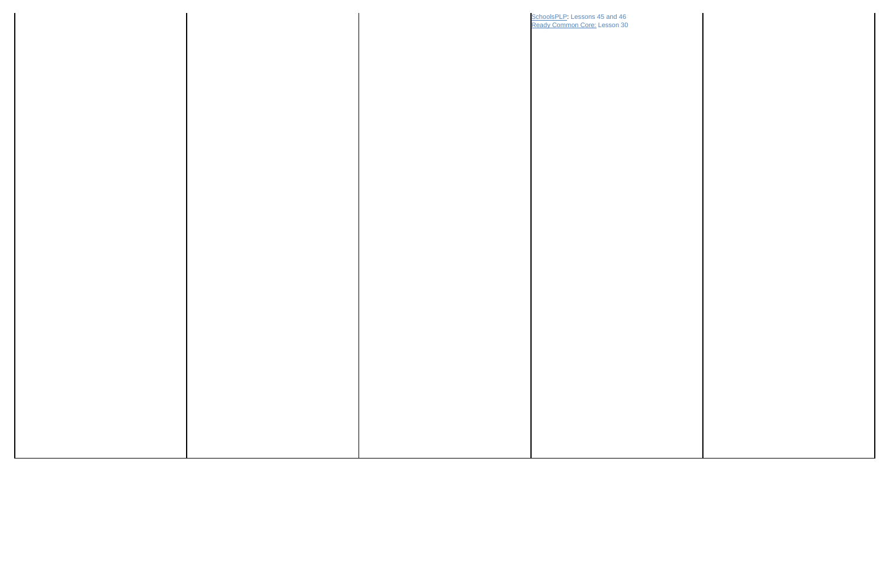| | | | | |
|---|---|---|---|---|
| | | | SchoolsPLP: Lessons 45 and 46<br>Ready Common Core: Lesson 30 | |